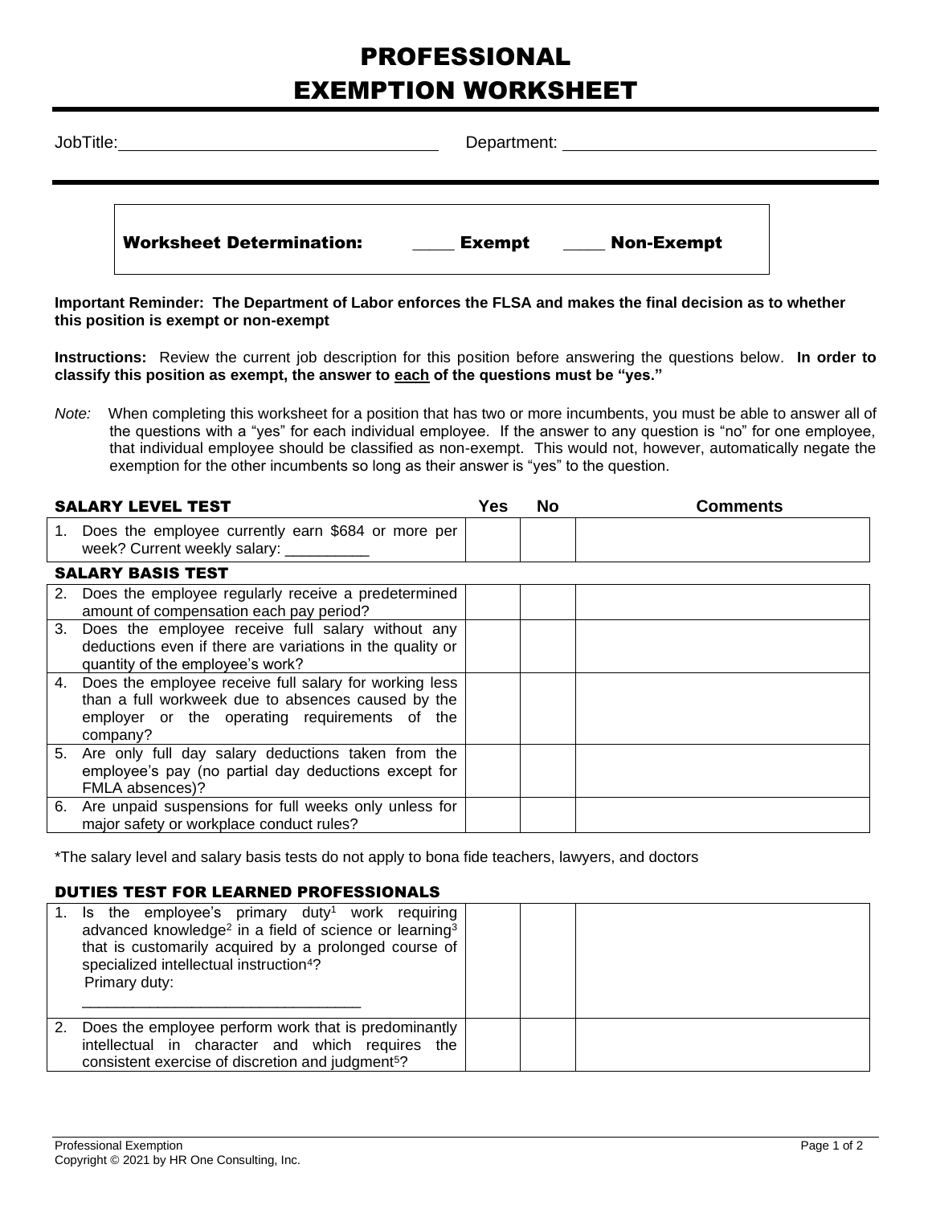# PROFESSIONAL EXEMPTION WORKSHEET

JobTitle: ____________________ Department: ____________________

**Worksheet Determination:** ____ **Exempt** ____ **Non-Exempt**

**Important Reminder: The Department of Labor enforces the FLSA and makes the final decision as to whether this position is exempt or non-exempt**

**Instructions:** Review the current job description for this position before answering the questions below. **In order to classify this position as exempt, the answer to <u>each</u> of the questions must be "yes."**

*Note:* When completing this worksheet for a position that has two or more incumbents, you must be able to answer all of the questions with a "yes" for each individual employee. If the answer to any question is "no" for one employee, that individual employee should be classified as non-exempt. This would not, however, automatically negate the exemption for the other incumbents so long as their answer is "yes" to the question.

| SALARY LEVEL TEST | Yes | No | Comments |
|---|---|---|---|
| 1. Does the employee currently earn $684 or more per week? Current weekly salary: __________ | | | |
| **SALARY BASIS TEST** | | | |
| 2. Does the employee regularly receive a predetermined amount of compensation each pay period? | | | |
| 3. Does the employee receive full salary without any deductions even if there are variations in the quality or quantity of the employee's work? | | | |
| 4. Does the employee receive full salary for working less than a full workweek due to absences caused by the employer or the operating requirements of the company? | | | |
| 5. Are only full day salary deductions taken from the employee's pay (no partial day deductions except for FMLA absences)? | | | |
| 6. Are unpaid suspensions for full weeks only unless for major safety or workplace conduct rules? | | | |

*The salary level and salary basis tests do not apply to bona fide teachers, lawyers, and doctors

### DUTIES TEST FOR LEARNED PROFESSIONALS

| Question | Yes | No | Comments |
|---|---|---|---|
| 1. Is the employee's primary duty[1] work requiring advanced knowledge[2] in a field of science or learning[3] that is customarily acquired by a prolonged course of specialized intellectual instruction[4]? Primary duty: ________________________________ | | | |
| 2. Does the employee perform work that is predominantly intellectual in character and which requires the consistent exercise of discretion and judgment[5]? | | | |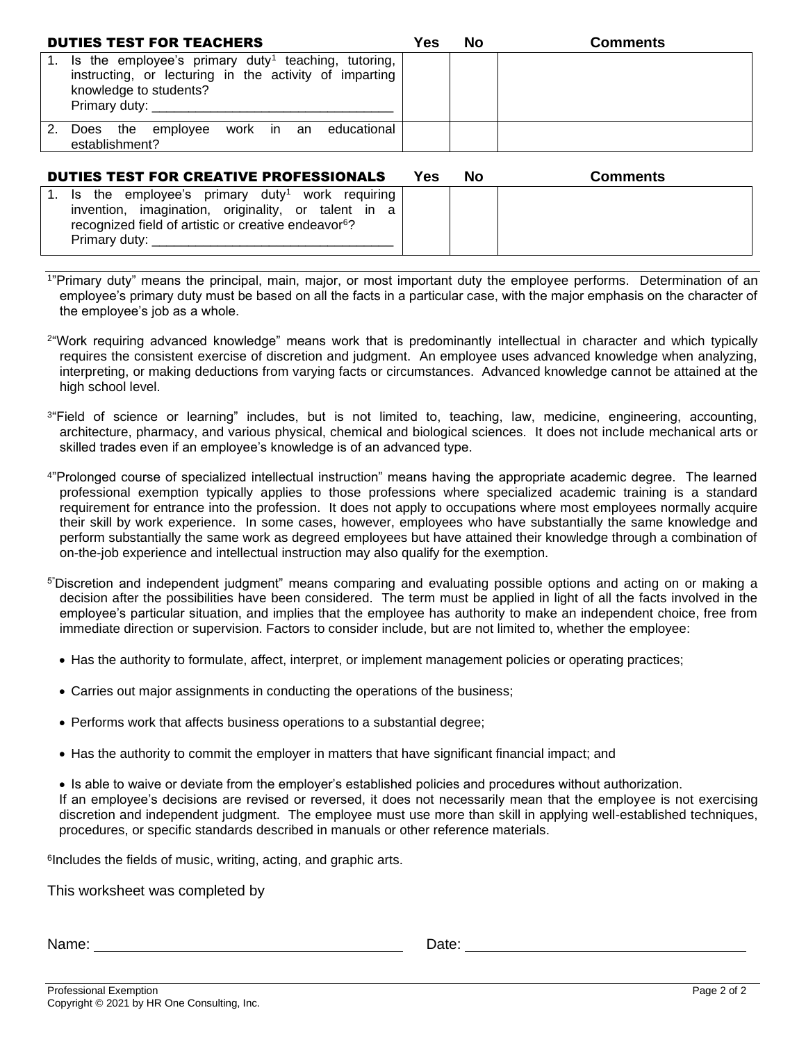| DUTIES TEST FOR TEACHERS | Yes | No | Comments |
|---|---|---|---|
| 1. Is the employee's primary duty[1] teaching, tutoring, instructing, or lecturing in the activity of imparting knowledge to students? Primary duty: ________________________________ | | | |
| 2. Does the employee work in an educational establishment? | | | |

| DUTIES TEST FOR CREATIVE PROFESSIONALS | Yes | No | Comments |
|---|---|---|---|
| 1. Is the employee's primary duty[1] work requiring invention, imagination, originality, or talent in a recognized field of artistic or creative endeavor[6]? Primary duty: ________________________________ | | | |

[1]"Primary duty" means the principal, main, major, or most important duty the employee performs. Determination of an employee's primary duty must be based on all the facts in a particular case, with the major emphasis on the character of the employee's job as a whole.

[2]"Work requiring advanced knowledge" means work that is predominantly intellectual in character and which typically requires the consistent exercise of discretion and judgment. An employee uses advanced knowledge when analyzing, interpreting, or making deductions from varying facts or circumstances. Advanced knowledge cannot be attained at the high school level.

[3]"Field of science or learning" includes, but is not limited to, teaching, law, medicine, engineering, accounting, architecture, pharmacy, and various physical, chemical and biological sciences. It does not include mechanical arts or skilled trades even if an employee's knowledge is of an advanced type.

[4]"Prolonged course of specialized intellectual instruction" means having the appropriate academic degree. The learned professional exemption typically applies to those professions where specialized academic training is a standard requirement for entrance into the profession. It does not apply to occupations where most employees normally acquire their skill by work experience. In some cases, however, employees who have substantially the same knowledge and perform substantially the same work as degreed employees but have attained their knowledge through a combination of on-the-job experience and intellectual instruction may also qualify for the exemption.

[5]"Discretion and independent judgment" means comparing and evaluating possible options and acting on or making a decision after the possibilities have been considered. The term must be applied in light of all the facts involved in the employee's particular situation, and implies that the employee has authority to make an independent choice, free from immediate direction or supervision. Factors to consider include, but are not limited to, whether the employee:

- Has the authority to formulate, affect, interpret, or implement management policies or operating practices;
- Carries out major assignments in conducting the operations of the business;
- Performs work that affects business operations to a substantial degree;
- Has the authority to commit the employer in matters that have significant financial impact; and
- Is able to waive or deviate from the employer's established policies and procedures without authorization.

If an employee's decisions are revised or reversed, it does not necessarily mean that the employee is not exercising discretion and independent judgment. The employee must use more than skill in applying well-established techniques, procedures, or specific standards described in manuals or other reference materials.

[6]Includes the fields of music, writing, acting, and graphic arts.

This worksheet was completed by

Name: ________________________________ Date: ________________________________

Professional Exemption
Copyright © 2021 by HR One Consulting, Inc.